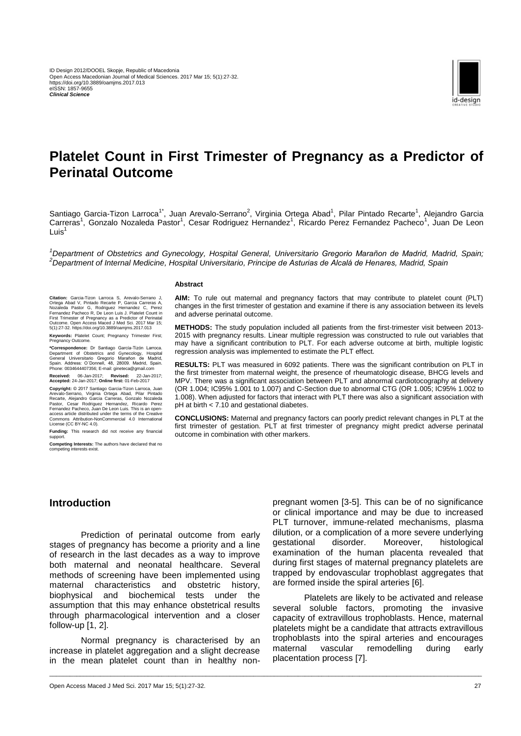ID Design 2012/DOOEL Skopje, Republic of Macedonia
Open Access Macedonian Journal of Medical Sciences. 2017 Mar 15; 5(1):27-32.
https://doi.org/10.3889/oamjms.2017.013
eISSN: 1857-9655
***Clinical Science***

# Platelet Count in First Trimester of Pregnancy as a Predictor of Perinatal Outcome

Santiago Garcia-Tizon Larroca[1*], Juan Arevalo-Serrano[2], Virginia Ortega Abad[1], Pilar Pintado Recarte[1], Alejandro Garcia Carreras[1], Gonzalo Nozaleda Pastor[1], Cesar Rodriguez Hernandez[1], Ricardo Perez Fernandez Pacheco[1], Juan De Leon Luis[1]

*[1]Department of Obstetrics and Gynecology, Hospital General, Universitario Gregorio Marañon de Madrid, Madrid, Spain; [2]Department of Internal Medicine, Hospital Universitario, Principe de Asturias de Alcalá de Henares, Madrid, Spain*

**Citation:** Garcia-Tizon Larroca S, Arevalo-Serrano J, Ortega Abad V, Pintado Recarte P, Garcia Carreras A, Nozaleda Pastor G, Rodriguez Hernandez C, Perez Fernandez Pacheco R, De Leon Luis J. Platelet Count in First Trimester of Pregnancy as a Predictor of Perinatal Outcome. Open Access Maced J Med Sci. 2017 Mar 15; 5(1):27-32. https://doi.org/10.3889/oamjms.2017.013

**Keywords:** Platelet Count; Pregnancy Trimester First; Pregnancy Outcome.

**\*Correspondence:** Dr Santiago García-Tizón Larroca. Department of Obstetrics and Gynecology, Hospital General Universitario Gregorio Marañon de Madrid, Spain. Address: O´Donnell, 48, 28009. Madrid, Spain. Phone: 0034644407356; E-mail: gineteca@gmail.com

**Received:** 06-Jan-2017; **Revised:** 22-Jan-2017; **Accepted:** 24-Jan-2017; **Online first:** 01-Feb-2017

**Copyright:** © 2017 Santiago Garcia-Tizon Larroca, Juan Arevalo-Serrano, Virginia Ortega Abad, Pilar Pintado Recarte, Alejandro Garcia Carreras, Gonzalo Nozaleda Pastor, Cesar Rodriguez Hernandez, Ricardo Perez Fernandez Pacheco, Juan De Leon Luis. This is an open-access article distributed under the terms of the Creative Commons Attribution-NonCommercial 4.0 International License (CC BY-NC 4.0).

**Funding:** This research did not receive any financial support.

**Competing Interests:** The authors have declared that no competing interests exist.

**Abstract**

**AIM:** To rule out maternal and pregnancy factors that may contribute to platelet count (PLT) changes in the first trimester of gestation and examine if there is any association between its levels and adverse perinatal outcome.

**METHODS:** The study population included all patients from the first-trimester visit between 2013-2015 with pregnancy results. Linear multiple regression was constructed to rule out variables that may have a significant contribution to PLT. For each adverse outcome at birth, multiple logistic regression analysis was implemented to estimate the PLT effect.

**RESULTS:** PLT was measured in 6092 patients. There was the significant contribution on PLT in the first trimester from maternal weight, the presence of rheumatologic disease, BHCG levels and MPV. There was a significant association between PLT and abnormal cardiotocography at delivery (OR 1.004; IC95% 1.001 to 1.007) and C-Section due to abnormal CTG (OR 1.005; IC95% 1.002 to 1.008). When adjusted for factors that interact with PLT there was also a significant association with pH at birth < 7.10 and gestational diabetes.

**CONCLUSIONS:** Maternal and pregnancy factors can poorly predict relevant changes in PLT at the first trimester of gestation. PLT at first trimester of pregnancy might predict adverse perinatal outcome in combination with other markers.

## Introduction

Prediction of perinatal outcome from early stages of pregnancy has become a priority and a line of research in the last decades as a way to improve both maternal and neonatal healthcare. Several methods of screening have been implemented using maternal characteristics and obstetric history, biophysical and biochemical tests under the assumption that this may enhance obstetrical results through pharmacological intervention and a closer follow-up [1, 2].

Normal pregnancy is characterised by an increase in platelet aggregation and a slight decrease in the mean platelet count than in healthy non-pregnant women [3-5]. This can be of no significance or clinical importance and may be due to increased PLT turnover, immune-related mechanisms, plasma dilution, or a complication of a more severe underlying gestational disorder. Moreover, histological examination of the human placenta revealed that during first stages of maternal pregnancy platelets are trapped by endovascular trophoblast aggregates that are formed inside the spiral arteries [6].

Platelets are likely to be activated and release several soluble factors, promoting the invasive capacity of extravillous trophoblasts. Hence, maternal platelets might be a candidate that attracts extravillous trophoblasts into the spiral arteries and encourages maternal vascular remodelling during early placentation process [7].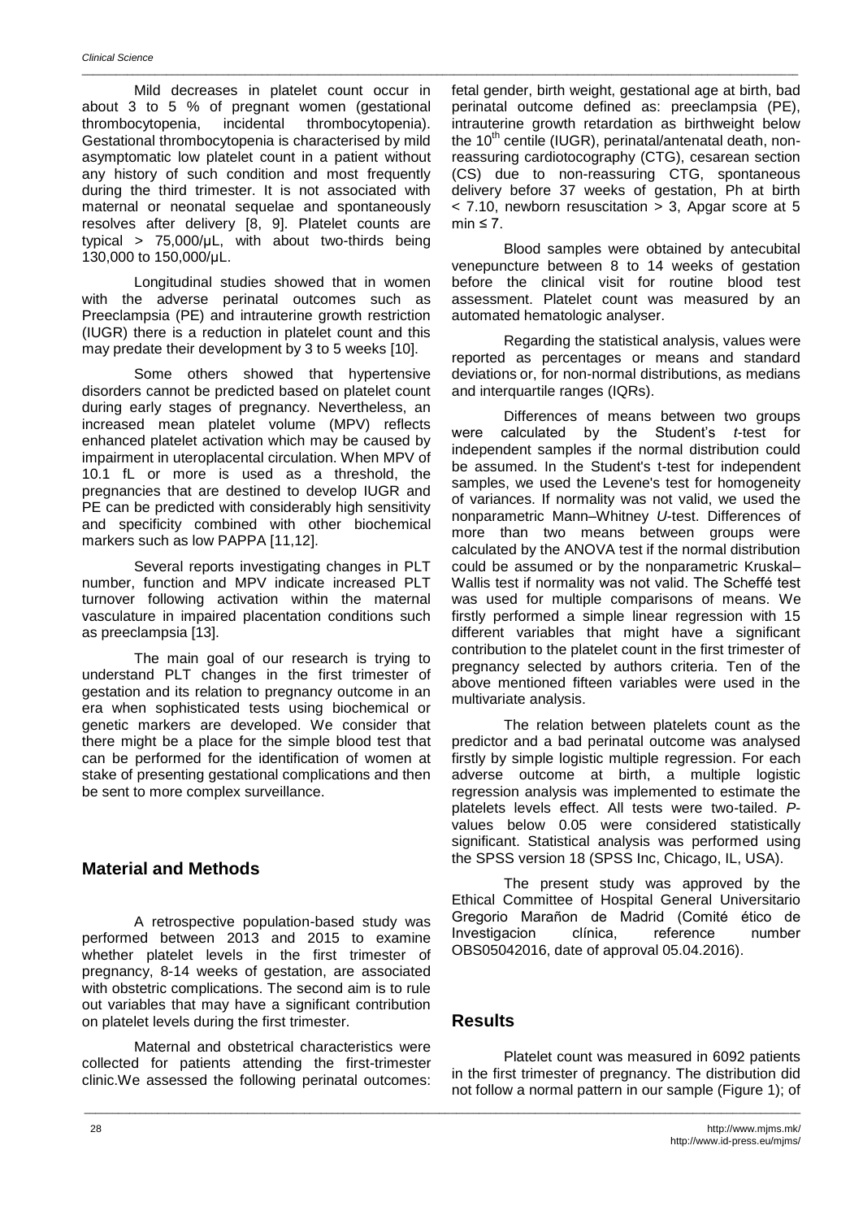Mild decreases in platelet count occur in about 3 to 5 % of pregnant women (gestational thrombocytopenia, incidental thrombocytopenia). Gestational thrombocytopenia is characterised by mild asymptomatic low platelet count in a patient without any history of such condition and most frequently during the third trimester. It is not associated with maternal or neonatal sequelae and spontaneously resolves after delivery [8, 9]. Platelet counts are typical > 75,000/µL, with about two-thirds being 130,000 to 150,000/µL.

Longitudinal studies showed that in women with the adverse perinatal outcomes such as Preeclampsia (PE) and intrauterine growth restriction (IUGR) there is a reduction in platelet count and this may predate their development by 3 to 5 weeks [10].

Some others showed that hypertensive disorders cannot be predicted based on platelet count during early stages of pregnancy. Nevertheless, an increased mean platelet volume (MPV) reflects enhanced platelet activation which may be caused by impairment in uteroplacental circulation. When MPV of 10.1 fL or more is used as a threshold, the pregnancies that are destined to develop IUGR and PE can be predicted with considerably high sensitivity and specificity combined with other biochemical markers such as low PAPPA [11,12].

Several reports investigating changes in PLT number, function and MPV indicate increased PLT turnover following activation within the maternal vasculature in impaired placentation conditions such as preeclampsia [13].

The main goal of our research is trying to understand PLT changes in the first trimester of gestation and its relation to pregnancy outcome in an era when sophisticated tests using biochemical or genetic markers are developed. We consider that there might be a place for the simple blood test that can be performed for the identification of women at stake of presenting gestational complications and then be sent to more complex surveillance.

## Material and Methods

A retrospective population-based study was performed between 2013 and 2015 to examine whether platelet levels in the first trimester of pregnancy, 8-14 weeks of gestation, are associated with obstetric complications. The second aim is to rule out variables that may have a significant contribution on platelet levels during the first trimester.

Maternal and obstetrical characteristics were collected for patients attending the first-trimester clinic.We assessed the following perinatal outcomes: fetal gender, birth weight, gestational age at birth, bad perinatal outcome defined as: preeclampsia (PE), intrauterine growth retardation as birthweight below the 10th centile (IUGR), perinatal/antenatal death, non-reassuring cardiotocography (CTG), cesarean section (CS) due to non-reassuring CTG, spontaneous delivery before 37 weeks of gestation, Ph at birth < 7.10, newborn resuscitation > 3, Apgar score at 5 min ≤ 7.

Blood samples were obtained by antecubital venepuncture between 8 to 14 weeks of gestation before the clinical visit for routine blood test assessment. Platelet count was measured by an automated hematologic analyser.

Regarding the statistical analysis, values were reported as percentages or means and standard deviations or, for non-normal distributions, as medians and interquartile ranges (IQRs).

Differences of means between two groups were calculated by the Student's *t*-test for independent samples if the normal distribution could be assumed. In the Student's t-test for independent samples, we used the Levene's test for homogeneity of variances. If normality was not valid, we used the nonparametric Mann–Whitney *U*-test. Differences of more than two means between groups were calculated by the ANOVA test if the normal distribution could be assumed or by the nonparametric Kruskal–Wallis test if normality was not valid. The Scheffé test was used for multiple comparisons of means. We firstly performed a simple linear regression with 15 different variables that might have a significant contribution to the platelet count in the first trimester of pregnancy selected by authors criteria. Ten of the above mentioned fifteen variables were used in the multivariate analysis.

The relation between platelets count as the predictor and a bad perinatal outcome was analysed firstly by simple logistic multiple regression. For each adverse outcome at birth, a multiple logistic regression analysis was implemented to estimate the platelets levels effect. All tests were two-tailed. *P*-values below 0.05 were considered statistically significant. Statistical analysis was performed using the SPSS version 18 (SPSS Inc, Chicago, IL, USA).

The present study was approved by the Ethical Committee of Hospital General Universitario Gregorio Marañon de Madrid (Comité ético de Investigacion clínica, reference number OBS05042016, date of approval 05.04.2016).

## Results

Platelet count was measured in 6092 patients in the first trimester of pregnancy. The distribution did not follow a normal pattern in our sample (Figure 1); of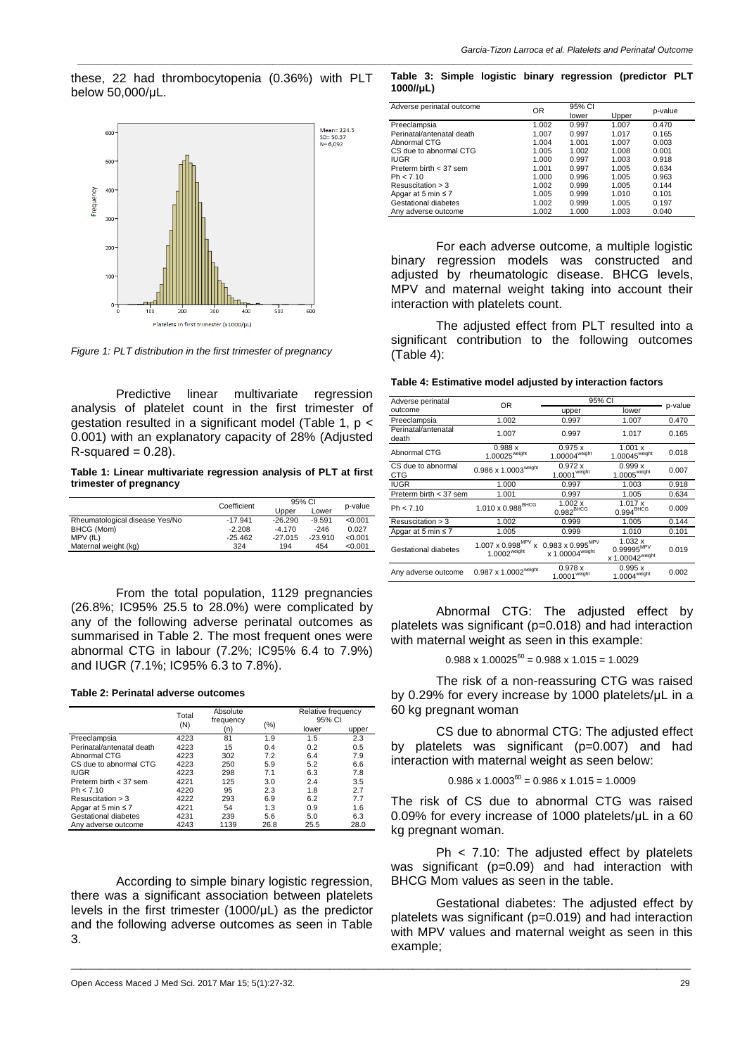these, 22 had thrombocytopenia (0.36%) with PLT below 50,000/µL.

*Figure 1: PLT distribution in the first trimester of pregnancy*

Predictive linear multivariate regression analysis of platelet count in the first trimester of gestation resulted in a significant model (Table 1, $p < 0.001$) with an explanatory capacity of 28% (Adjusted R-squared = 0.28).

**Table 1: Linear multivariate regression analysis of PLT at first trimester of pregnancy**

| | Coefficient | 95% CI | | p-value |
|---|---|---|---|---|
| | | Upper | Lower | |
| Rheumatological disease Yes/No | -17.941 | -26.290 | -9.591 | <0.001 |
| BHCG (Mom) | -2.208 | -4.170 | -246 | 0.027 |
| MPV (fL) | -25.462 | -27.015 | -23.910 | <0.001 |
| Maternal weight (kg) | 324 | 194 | 454 | <0.001 |

From the total population, 1129 pregnancies (26.8%; IC95% 25.5 to 28.0%) were complicated by any of the following adverse perinatal outcomes as summarised in Table 2. The most frequent ones were abnormal CTG in labour (7.2%; IC95% 6.4 to 7.9%) and IUGR (7.1%; IC95% 6.3 to 7.8%).

**Table 2: Perinatal adverse outcomes**

| | Total (N) | Absolute frequency (n) | (%) | Relative frequency 95% CI | |
|---|---|---|---|---|---|
| | | | | lower | upper |
| Preeclampsia | 4223 | 81 | 1.9 | 1.5 | 2.3 |
| Perinatal/antenatal death | 4223 | 15 | 0.4 | 0.2 | 0.5 |
| Abnormal CTG | 4223 | 302 | 7.2 | 6.4 | 7.9 |
| CS due to abnormal CTG | 4223 | 250 | 5.9 | 5.2 | 6.6 |
| IUGR | 4223 | 298 | 7.1 | 6.3 | 7.8 |
| Preterm birth < 37 sem | 4221 | 125 | 3.0 | 2.4 | 3.5 |
| Ph < 7.10 | 4220 | 95 | 2.3 | 1.8 | 2.7 |
| Resuscitation > 3 | 4222 | 293 | 6.9 | 6.2 | 7.7 |
| Apgar at 5 min ≤ 7 | 4221 | 54 | 1.3 | 0.9 | 1.6 |
| Gestational diabetes | 4231 | 239 | 5.6 | 5.0 | 6.3 |
| Any adverse outcome | 4243 | 1139 | 26.8 | 25.5 | 28.0 |

According to simple binary logistic regression, there was a significant association between platelets levels in the first trimester (1000/µL) as the predictor and the following adverse outcomes as seen in Table 3.

**Table 3: Simple logistic binary regression (predictor PLT 1000//µL)**

| Adverse perinatal outcome | OR | 95% CI | | p-value |
|---|---|---|---|---|
| | | lower | Upper | |
| Preeclampsia | 1.002 | 0.997 | 1.007 | 0.470 |
| Perinatal/antenatal death | 1.007 | 0.997 | 1.017 | 0.165 |
| Abnormal CTG | 1.004 | 1.001 | 1.007 | 0.003 |
| CS due to abnormal CTG | 1.005 | 1.002 | 1.008 | 0.001 |
| IUGR | 1.000 | 0.997 | 1.003 | 0.918 |
| Preterm birth < 37 sem | 1.001 | 0.997 | 1.005 | 0.634 |
| Ph < 7.10 | 1.000 | 0.996 | 1.005 | 0.963 |
| Resuscitation > 3 | 1.002 | 0.999 | 1.005 | 0.144 |
| Apgar at 5 min ≤ 7 | 1.005 | 0.999 | 1.010 | 0.101 |
| Gestational diabetes | 1.002 | 0.999 | 1.005 | 0.197 |
| Any adverse outcome | 1.002 | 1.000 | 1.003 | 0.040 |

For each adverse outcome, a multiple logistic binary regression models was constructed and adjusted by rheumatologic disease. BHCG levels, MPV and maternal weight taking into account their interaction with platelets count.

The adjusted effect from PLT resulted into a significant contribution to the following outcomes (Table 4):

**Table 4: Estimative model adjusted by interaction factors**

| Adverse perinatal outcome | OR | 95% CI | | p-value |
|---|---|---|---|---|
| | | upper | lower | |
| Preeclampsia | 1.002 | 0.997 | 1.007 | 0.470 |
| Perinatal/antenatal death | 1.007 | 0.997 | 1.017 | 0.165 |
| Abnormal CTG | $0.988 \times 1.00025^{weight}$ | $0.975 \times 1.00004^{weight}$ | $1.001 \times 1.00045^{weight}$ | 0.018 |
| CS due to abnormal CTG | $0.986 \times 1.0003^{weight}$ | $0.972 \times 1.0001^{weight}$ | $0.999 \times 1.0005^{weight}$ | 0.007 |
| IUGR | 1.000 | 0.997 | 1.003 | 0.918 |
| Preterm birth < 37 sem | 1.001 | 0.997 | 1.005 | 0.634 |
| Ph < 7.10 | $1.010 \times 0.988^{BHCG}$ | $1.002 \times 0.982^{BHCG}$ | $1.017 \times 0.994^{BHCG}$ | 0.009 |
| Resuscitation > 3 | 1.002 | 0.999 | 1.005 | 0.144 |
| Apgar at 5 min ≤ 7 | 1.005 | 0.999 | 1.010 | 0.101 |
| Gestational diabetes | $1.007 \times 0.998^{MPV} \times 1.0002^{weight}$ | $0.983 \times 0.995^{MPV} \times 1.00004^{weight}$ | $1.032 \times 0.99995^{MPV} \times 1.00042^{weight}$ | 0.019 |
| Any adverse outcome | $0.987 \times 1.0002^{weight}$ | $0.978 \times 1.0001^{weight}$ | $0.995 \times 1.0004^{weight}$ | 0.002 |

Abnormal CTG: The adjusted effect by platelets was significant (p=0.018) and had interaction with maternal weight as seen in this example:

$$0.988 \times 1.00025^{60} = 0.988 \times 1.015 = 1.0029$$

The risk of a non-reassuring CTG was raised by 0.29% for every increase by 1000 platelets/µL in a 60 kg pregnant woman

CS due to abnormal CTG: The adjusted effect by platelets was significant (p=0.007) and had interaction with maternal weight as seen below:

$$0.986 \times 1.0003^{60} = 0.986 \times 1.015 = 1.0009$$

The risk of CS due to abnormal CTG was raised 0.09% for every increase of 1000 platelets/µL in a 60 kg pregnant woman.

Ph < 7.10: The adjusted effect by platelets was significant (p=0.09) and had interaction with BHCG Mom values as seen in the table.

Gestational diabetes: The adjusted effect by platelets was significant (p=0.019) and had interaction with MPV values and maternal weight as seen in this example;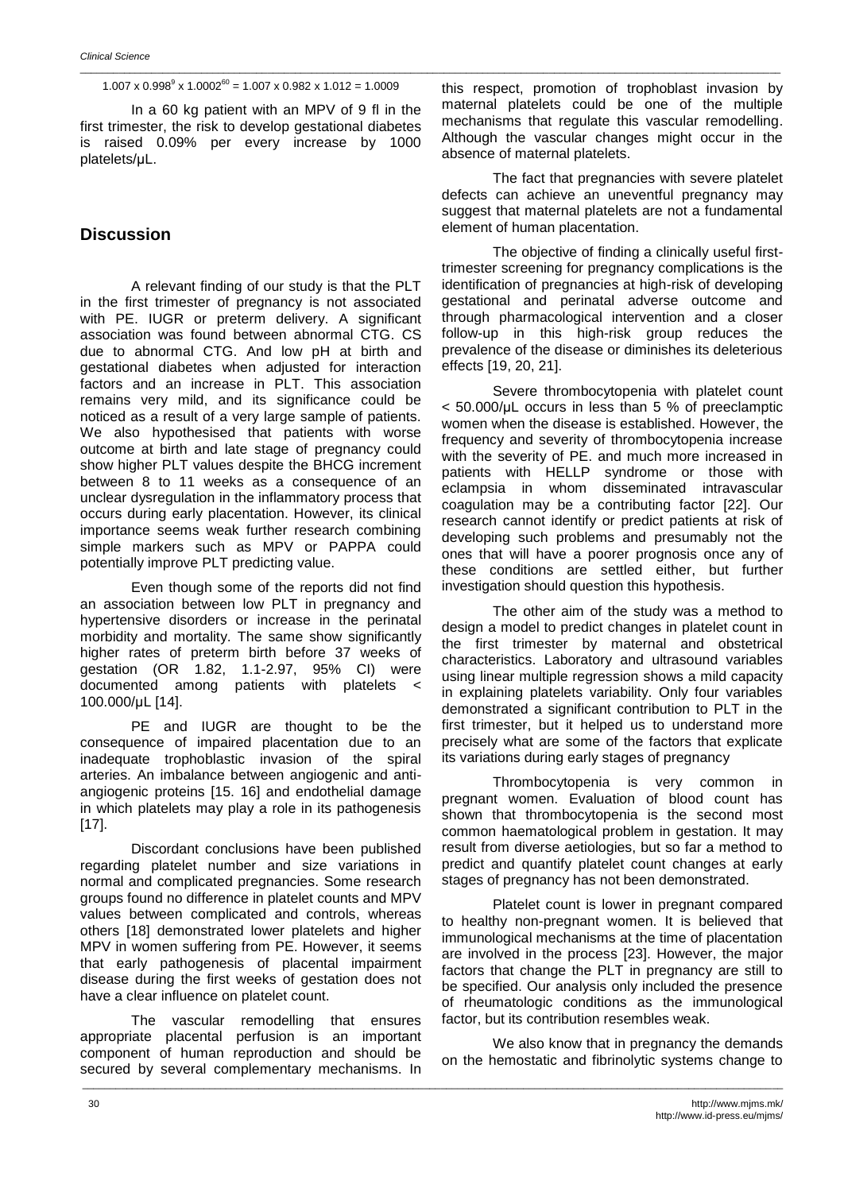$1.007 \times 0.998^{9} \times 1.0002^{60} = 1.007 \times 0.982 \times 1.012 = 1.0009$

In a 60 kg patient with an MPV of 9 fl in the first trimester, the risk to develop gestational diabetes is raised 0.09% per every increase by 1000 platelets/µL.

## Discussion

A relevant finding of our study is that the PLT in the first trimester of pregnancy is not associated with PE. IUGR or preterm delivery. A significant association was found between abnormal CTG. CS due to abnormal CTG. And low pH at birth and gestational diabetes when adjusted for interaction factors and an increase in PLT. This association remains very mild, and its significance could be noticed as a result of a very large sample of patients. We also hypothesised that patients with worse outcome at birth and late stage of pregnancy could show higher PLT values despite the BHCG increment between 8 to 11 weeks as a consequence of an unclear dysregulation in the inflammatory process that occurs during early placentation. However, its clinical importance seems weak further research combining simple markers such as MPV or PAPPA could potentially improve PLT predicting value.

Even though some of the reports did not find an association between low PLT in pregnancy and hypertensive disorders or increase in the perinatal morbidity and mortality. The same show significantly higher rates of preterm birth before 37 weeks of gestation (OR 1.82, 1.1-2.97, 95% CI) were documented among patients with platelets < 100.000/µL [14].

PE and IUGR are thought to be the consequence of impaired placentation due to an inadequate trophoblastic invasion of the spiral arteries. An imbalance between angiogenic and anti-angiogenic proteins [15. 16] and endothelial damage in which platelets may play a role in its pathogenesis [17].

Discordant conclusions have been published regarding platelet number and size variations in normal and complicated pregnancies. Some research groups found no difference in platelet counts and MPV values between complicated and controls, whereas others [18] demonstrated lower platelets and higher MPV in women suffering from PE. However, it seems that early pathogenesis of placental impairment disease during the first weeks of gestation does not have a clear influence on platelet count.

The vascular remodelling that ensures appropriate placental perfusion is an important component of human reproduction and should be secured by several complementary mechanisms. In this respect, promotion of trophoblast invasion by maternal platelets could be one of the multiple mechanisms that regulate this vascular remodelling. Although the vascular changes might occur in the absence of maternal platelets.

The fact that pregnancies with severe platelet defects can achieve an uneventful pregnancy may suggest that maternal platelets are not a fundamental element of human placentation.

The objective of finding a clinically useful first-trimester screening for pregnancy complications is the identification of pregnancies at high-risk of developing gestational and perinatal adverse outcome and through pharmacological intervention and a closer follow-up in this high-risk group reduces the prevalence of the disease or diminishes its deleterious effects [19, 20, 21].

Severe thrombocytopenia with platelet count < 50.000/µL occurs in less than 5 % of preeclamptic women when the disease is established. However, the frequency and severity of thrombocytopenia increase with the severity of PE. and much more increased in patients with HELLP syndrome or those with eclampsia in whom disseminated intravascular coagulation may be a contributing factor [22]. Our research cannot identify or predict patients at risk of developing such problems and presumably not the ones that will have a poorer prognosis once any of these conditions are settled either, but further investigation should question this hypothesis.

The other aim of the study was a method to design a model to predict changes in platelet count in the first trimester by maternal and obstetrical characteristics. Laboratory and ultrasound variables using linear multiple regression shows a mild capacity in explaining platelets variability. Only four variables demonstrated a significant contribution to PLT in the first trimester, but it helped us to understand more precisely what are some of the factors that explicate its variations during early stages of pregnancy

Thrombocytopenia is very common in pregnant women. Evaluation of blood count has shown that thrombocytopenia is the second most common haematological problem in gestation. It may result from diverse aetiologies, but so far a method to predict and quantify platelet count changes at early stages of pregnancy has not been demonstrated.

Platelet count is lower in pregnant compared to healthy non-pregnant women. It is believed that immunological mechanisms at the time of placentation are involved in the process [23]. However, the major factors that change the PLT in pregnancy are still to be specified. Our analysis only included the presence of rheumatologic conditions as the immunological factor, but its contribution resembles weak.

We also know that in pregnancy the demands on the hemostatic and fibrinolytic systems change to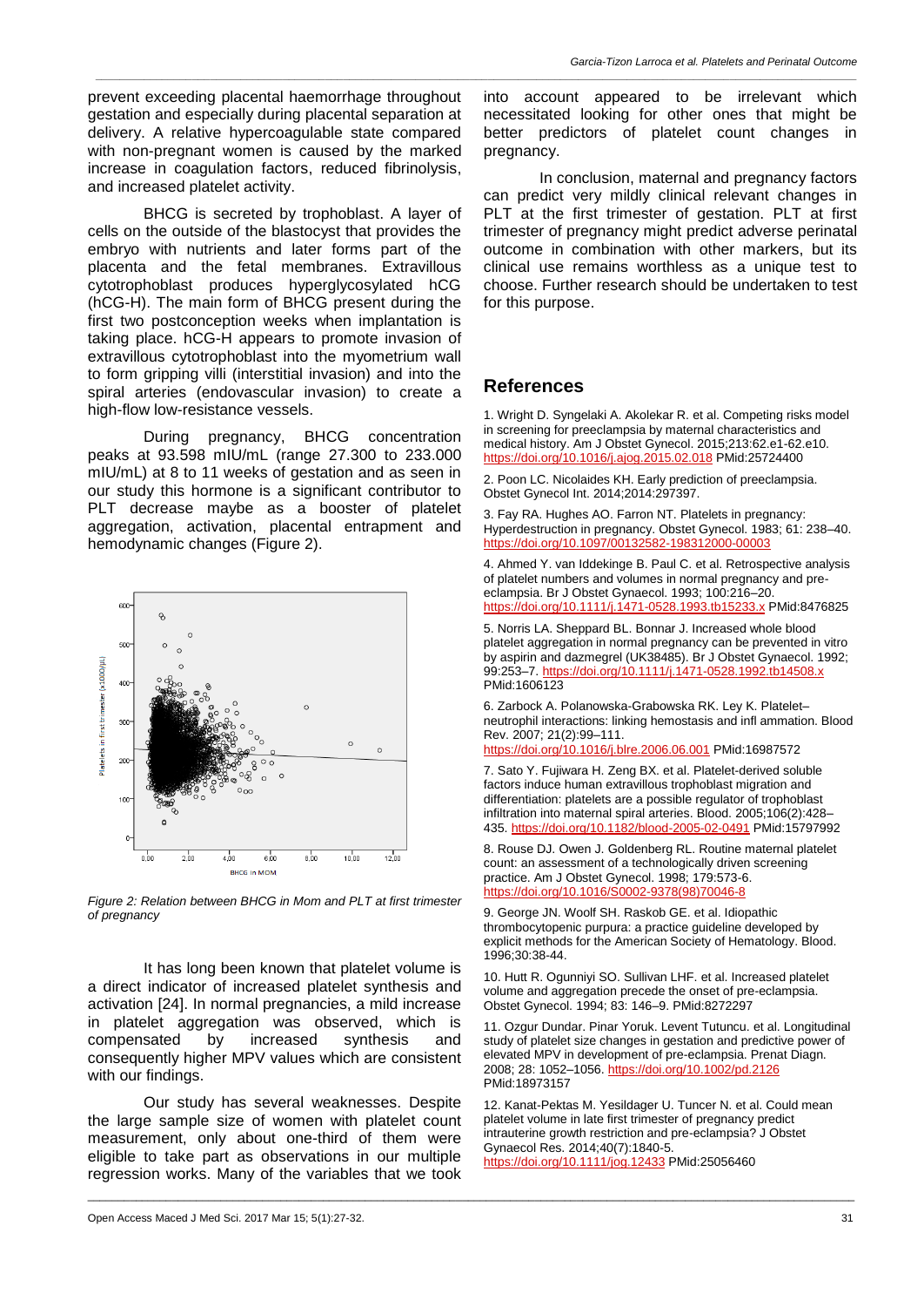prevent exceeding placental haemorrhage throughout gestation and especially during placental separation at delivery. A relative hypercoagulable state compared with non-pregnant women is caused by the marked increase in coagulation factors, reduced fibrinolysis, and increased platelet activity.

BHCG is secreted by trophoblast. A layer of cells on the outside of the blastocyst that provides the embryo with nutrients and later forms part of the placenta and the fetal membranes. Extravillous cytotrophoblast produces hyperglycosylated hCG (hCG-H). The main form of BHCG present during the first two postconception weeks when implantation is taking place. hCG-H appears to promote invasion of extravillous cytotrophoblast into the myometrium wall to form gripping villi (interstitial invasion) and into the spiral arteries (endovascular invasion) to create a high-flow low-resistance vessels.

During pregnancy, BHCG concentration peaks at 93.598 mIU/mL (range 27.300 to 233.000 mIU/mL) at 8 to 11 weeks of gestation and as seen in our study this hormone is a significant contributor to PLT decrease maybe as a booster of platelet aggregation, activation, placental entrapment and hemodynamic changes (Figure 2).

*Figure 2: Relation between BHCG in Mom and PLT at first trimester of pregnancy*

It has long been known that platelet volume is a direct indicator of increased platelet synthesis and activation [24]. In normal pregnancies, a mild increase in platelet aggregation was observed, which is compensated by increased synthesis and consequently higher MPV values which are consistent with our findings.

Our study has several weaknesses. Despite the large sample size of women with platelet count measurement, only about one-third of them were eligible to take part as observations in our multiple regression works. Many of the variables that we took into account appeared to be irrelevant which necessitated looking for other ones that might be better predictors of platelet count changes in pregnancy.

In conclusion, maternal and pregnancy factors can predict very mildly clinical relevant changes in PLT at the first trimester of gestation. PLT at first trimester of pregnancy might predict adverse perinatal outcome in combination with other markers, but its clinical use remains worthless as a unique test to choose. Further research should be undertaken to test for this purpose.

## References

1. Wright D. Syngelaki A. Akolekar R. et al. Competing risks model in screening for preeclampsia by maternal characteristics and medical history. Am J Obstet Gynecol. 2015;213:62.e1-62.e10. https://doi.org/10.1016/j.ajog.2015.02.018 PMid:25724400

2. Poon LC. Nicolaides KH. Early prediction of preeclampsia. Obstet Gynecol Int. 2014;2014:297397.

3. Fay RA. Hughes AO. Farron NT. Platelets in pregnancy: Hyperdestruction in pregnancy. Obstet Gynecol. 1983; 61: 238–40. https://doi.org/10.1097/00132582-198312000-00003

4. Ahmed Y. van Iddekinge B. Paul C. et al. Retrospective analysis of platelet numbers and volumes in normal pregnancy and pre-eclampsia. Br J Obstet Gynaecol. 1993; 100:216–20. https://doi.org/10.1111/j.1471-0528.1993.tb15233.x PMid:8476825

5. Norris LA. Sheppard BL. Bonnar J. Increased whole blood platelet aggregation in normal pregnancy can be prevented in vitro by aspirin and dazmegrel (UK38485). Br J Obstet Gynaecol. 1992; 99:253–7. https://doi.org/10.1111/j.1471-0528.1992.tb14508.x PMid:1606123

6. Zarbock A. Polanowska-Grabowska RK. Ley K. Platelet–neutrophil interactions: linking hemostasis and infl ammation. Blood Rev. 2007; 21(2):99–111. https://doi.org/10.1016/j.blre.2006.06.001 PMid:16987572

7. Sato Y. Fujiwara H. Zeng BX. et al. Platelet-derived soluble factors induce human extravillous trophoblast migration and differentiation: platelets are a possible regulator of trophoblast infiltration into maternal spiral arteries. Blood. 2005;106(2):428–435. https://doi.org/10.1182/blood-2005-02-0491 PMid:15797992

8. Rouse DJ. Owen J. Goldenberg RL. Routine maternal platelet count: an assessment of a technologically driven screening practice. Am J Obstet Gynecol. 1998; 179:573-6. https://doi.org/10.1016/S0002-9378(98)70046-8

9. George JN. Woolf SH. Raskob GE. et al. Idiopathic thrombocytopenic purpura: a practice guideline developed by explicit methods for the American Society of Hematology. Blood. 1996;30:38-44.

10. Hutt R. Ogunniyi SO. Sullivan LHF. et al. Increased platelet volume and aggregation precede the onset of pre-eclampsia. Obstet Gynecol. 1994; 83: 146–9. PMid:8272297

11. Ozgur Dundar. Pinar Yoruk. Levent Tutuncu. et al. Longitudinal study of platelet size changes in gestation and predictive power of elevated MPV in development of pre-eclampsia. Prenat Diagn. 2008; 28: 1052–1056. https://doi.org/10.1002/pd.2126 PMid:18973157

12. Kanat-Pektas M. Yesildager U. Tuncer N. et al. Could mean platelet volume in late first trimester of pregnancy predict intrauterine growth restriction and pre-eclampsia? J Obstet Gynaecol Res. 2014;40(7):1840-5. https://doi.org/10.1111/jog.12433 PMid:25056460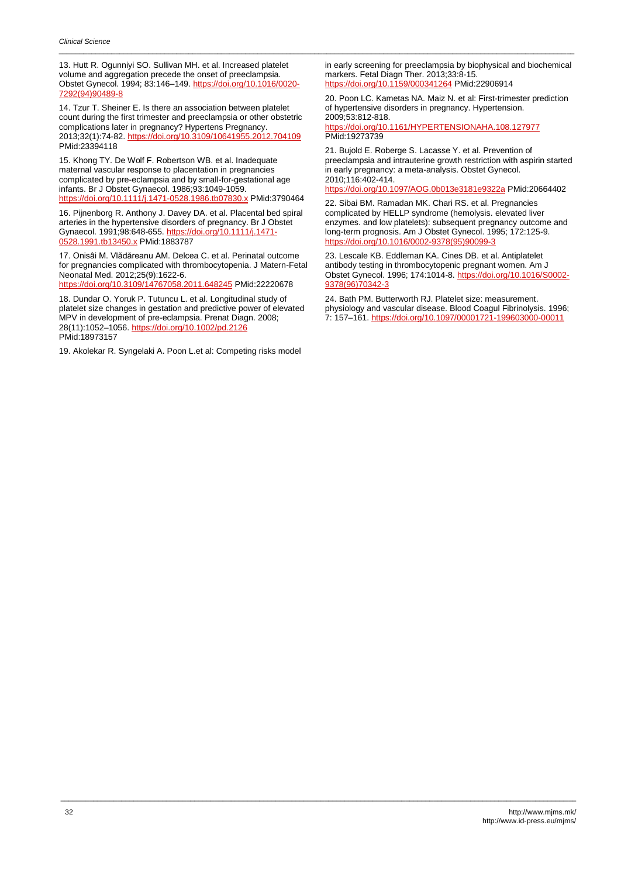13. Hutt R. Ogunniyi SO. Sullivan MH. et al. Increased platelet volume and aggregation precede the onset of preeclampsia. Obstet Gynecol. 1994; 83:146–149. https://doi.org/10.1016/0020-7292(94)90489-8

14. Tzur T. Sheiner E. Is there an association between platelet count during the first trimester and preeclampsia or other obstetric complications later in pregnancy? Hypertens Pregnancy. 2013;32(1):74-82. https://doi.org/10.3109/10641955.2012.704109 PMid:23394118

15. Khong TY. De Wolf F. Robertson WB. et al. Inadequate maternal vascular response to placentation in pregnancies complicated by pre-eclampsia and by small-for-gestational age infants. Br J Obstet Gynaecol. 1986;93:1049-1059. https://doi.org/10.1111/j.1471-0528.1986.tb07830.x PMid:3790464

16. Pijnenborg R. Anthony J. Davey DA. et al. Placental bed spiral arteries in the hypertensive disorders of pregnancy. Br J Obstet Gynaecol. 1991;98:648-655. https://doi.org/10.1111/j.1471-0528.1991.tb13450.x PMid:1883787

17. Onisâi M. Vlădăreanu AM. Delcea C. et al. Perinatal outcome for pregnancies complicated with thrombocytopenia. J Matern-Fetal Neonatal Med. 2012;25(9):1622-6. https://doi.org/10.3109/14767058.2011.648245 PMid:22220678

18. Dundar O. Yoruk P. Tutuncu L. et al. Longitudinal study of platelet size changes in gestation and predictive power of elevated MPV in development of pre-eclampsia. Prenat Diagn. 2008; 28(11):1052–1056. https://doi.org/10.1002/pd.2126 PMid:18973157

19. Akolekar R. Syngelaki A. Poon L.et al: Competing risks model in early screening for preeclampsia by biophysical and biochemical markers. Fetal Diagn Ther. 2013;33:8-15. https://doi.org/10.1159/000341264 PMid:22906914

20. Poon LC. Kametas NA. Maiz N. et al: First-trimester prediction of hypertensive disorders in pregnancy. Hypertension. 2009;53:812-818. https://doi.org/10.1161/HYPERTENSIONAHA.108.127977 PMid:19273739

21. Bujold E. Roberge S. Lacasse Y. et al. Prevention of preeclampsia and intrauterine growth restriction with aspirin started in early pregnancy: a meta-analysis. Obstet Gynecol. 2010;116:402-414. https://doi.org/10.1097/AOG.0b013e3181e9322a PMid:20664402

22. Sibai BM. Ramadan MK. Chari RS. et al. Pregnancies complicated by HELLP syndrome (hemolysis. elevated liver enzymes. and low platelets): subsequent pregnancy outcome and long-term prognosis. Am J Obstet Gynecol. 1995; 172:125-9. https://doi.org/10.1016/0002-9378(95)90099-3

23. Lescale KB. Eddleman KA. Cines DB. et al. Antiplatelet antibody testing in thrombocytopenic pregnant women. Am J Obstet Gynecol. 1996; 174:1014-8. https://doi.org/10.1016/S0002-9378(96)70342-3

24. Bath PM. Butterworth RJ. Platelet size: measurement. physiology and vascular disease. Blood Coagul Fibrinolysis. 1996; 7: 157–161. https://doi.org/10.1097/00001721-199603000-00011